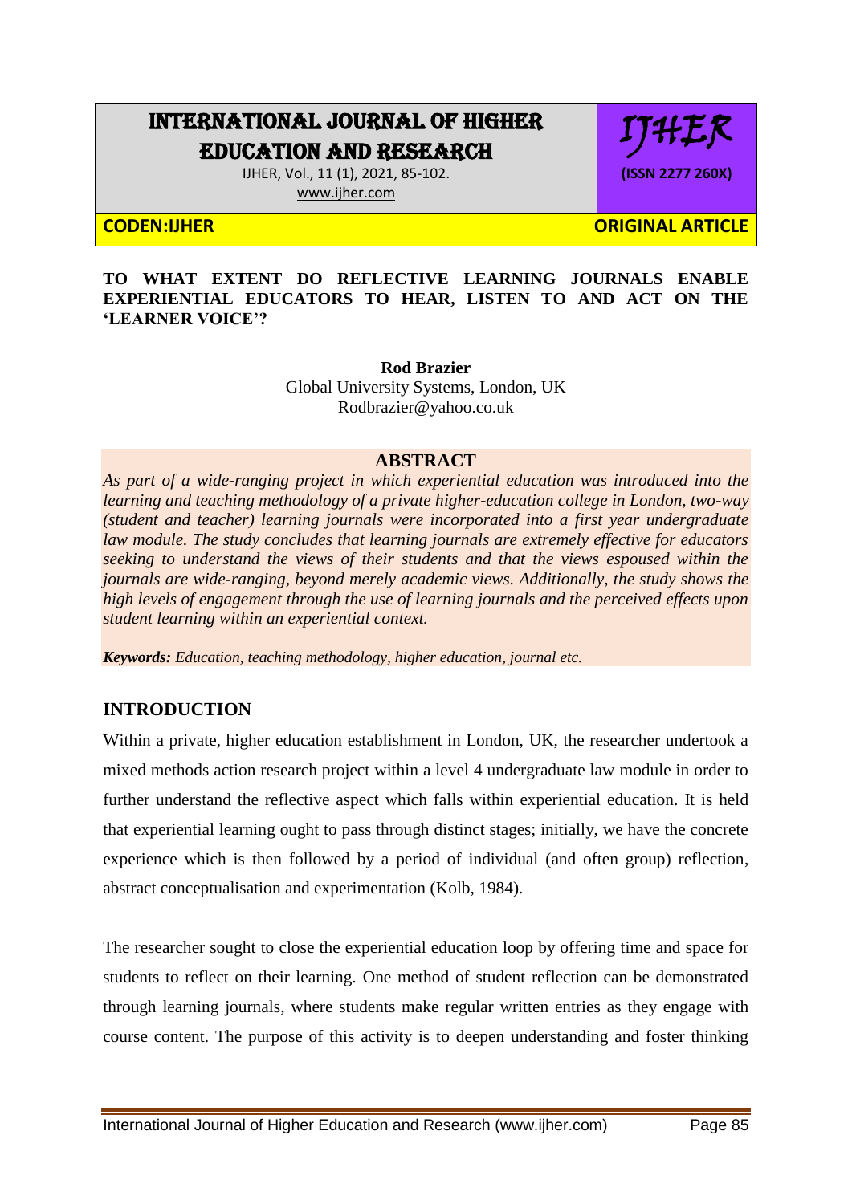# TO WHAT EXTENT DO REFLECTIVE LEARNING JOURNALS ENABLE EXPERIENTIAL EDUCATORS TO HEAR, LISTEN TO AND ACT ON THE 'LEARNER VOICE'?

**Rod Brazier**
Global University Systems, London, UK
Rodbrazier@yahoo.co.uk

## ABSTRACT

*As part of a wide-ranging project in which experiential education was introduced into the learning and teaching methodology of a private higher-education college in London, two-way (student and teacher) learning journals were incorporated into a first year undergraduate law module. The study concludes that learning journals are extremely effective for educators seeking to understand the views of their students and that the views espoused within the journals are wide-ranging, beyond merely academic views. Additionally, the study shows the high levels of engagement through the use of learning journals and the perceived effects upon student learning within an experiential context.*

***Keywords:*** *Education, teaching methodology, higher education, journal etc.*

## INTRODUCTION

Within a private, higher education establishment in London, UK, the researcher undertook a mixed methods action research project within a level 4 undergraduate law module in order to further understand the reflective aspect which falls within experiential education. It is held that experiential learning ought to pass through distinct stages; initially, we have the concrete experience which is then followed by a period of individual (and often group) reflection, abstract conceptualisation and experimentation (Kolb, 1984).

The researcher sought to close the experiential education loop by offering time and space for students to reflect on their learning. One method of student reflection can be demonstrated through learning journals, where students make regular written entries as they engage with course content. The purpose of this activity is to deepen understanding and foster thinking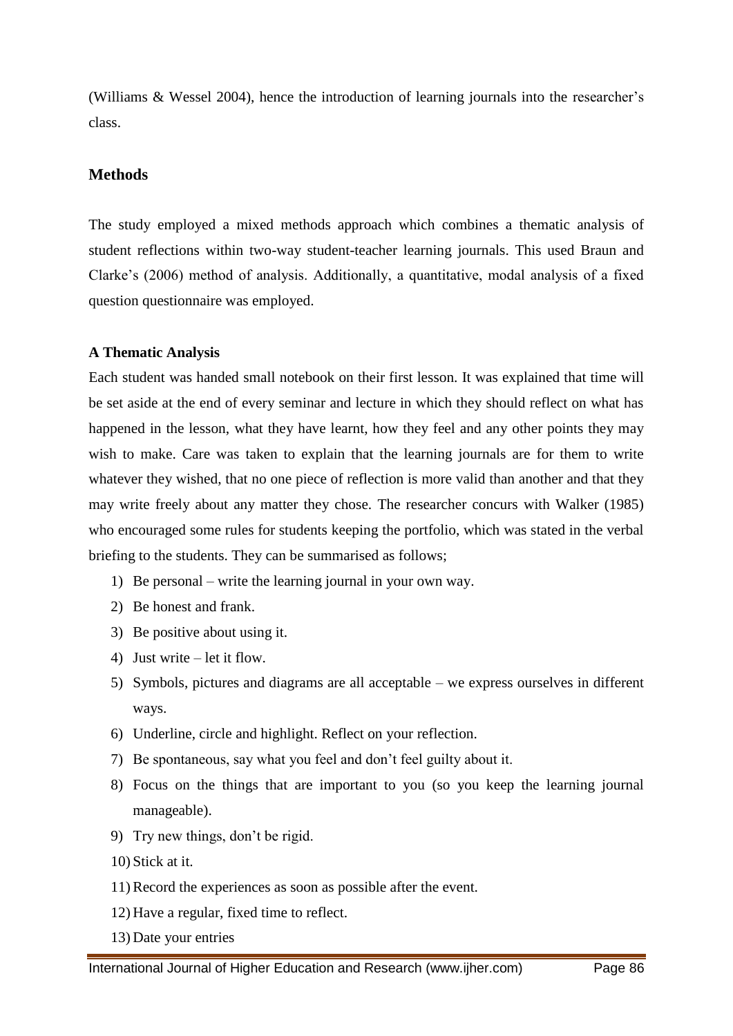(Williams & Wessel 2004), hence the introduction of learning journals into the researcher's class.

## Methods

The study employed a mixed methods approach which combines a thematic analysis of student reflections within two-way student-teacher learning journals. This used Braun and Clarke's (2006) method of analysis. Additionally, a quantitative, modal analysis of a fixed question questionnaire was employed.

### A Thematic Analysis

Each student was handed small notebook on their first lesson. It was explained that time will be set aside at the end of every seminar and lecture in which they should reflect on what has happened in the lesson, what they have learnt, how they feel and any other points they may wish to make. Care was taken to explain that the learning journals are for them to write whatever they wished, that no one piece of reflection is more valid than another and that they may write freely about any matter they chose. The researcher concurs with Walker (1985) who encouraged some rules for students keeping the portfolio, which was stated in the verbal briefing to the students. They can be summarised as follows;

1) Be personal – write the learning journal in your own way.
2) Be honest and frank.
3) Be positive about using it.
4) Just write – let it flow.
5) Symbols, pictures and diagrams are all acceptable – we express ourselves in different ways.
6) Underline, circle and highlight. Reflect on your reflection.
7) Be spontaneous, say what you feel and don't feel guilty about it.
8) Focus on the things that are important to you (so you keep the learning journal manageable).
9) Try new things, don't be rigid.
10) Stick at it.
11) Record the experiences as soon as possible after the event.
12) Have a regular, fixed time to reflect.
13) Date your entries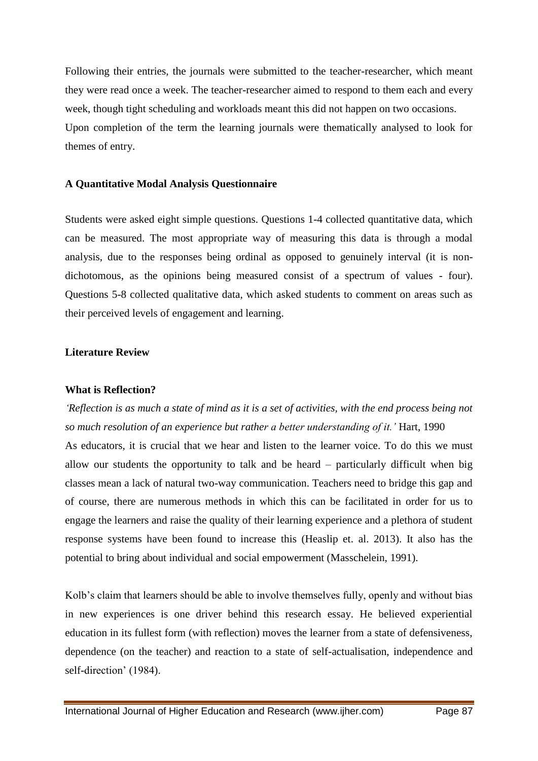Following their entries, the journals were submitted to the teacher-researcher, which meant they were read once a week. The teacher-researcher aimed to respond to them each and every week, though tight scheduling and workloads meant this did not happen on two occasions. Upon completion of the term the learning journals were thematically analysed to look for themes of entry.

### A Quantitative Modal Analysis Questionnaire

Students were asked eight simple questions. Questions 1-4 collected quantitative data, which can be measured. The most appropriate way of measuring this data is through a modal analysis, due to the responses being ordinal as opposed to genuinely interval (it is non-dichotomous, as the opinions being measured consist of a spectrum of values - four). Questions 5-8 collected qualitative data, which asked students to comment on areas such as their perceived levels of engagement and learning.

## Literature Review

### What is Reflection?

*'Reflection is as much a state of mind as it is a set of activities, with the end process being not so much resolution of an experience but rather a better understanding of it.'* Hart, 1990

As educators, it is crucial that we hear and listen to the learner voice. To do this we must allow our students the opportunity to talk and be heard – particularly difficult when big classes mean a lack of natural two-way communication. Teachers need to bridge this gap and of course, there are numerous methods in which this can be facilitated in order for us to engage the learners and raise the quality of their learning experience and a plethora of student response systems have been found to increase this (Heaslip et. al. 2013). It also has the potential to bring about individual and social empowerment (Masschelein, 1991).

Kolb's claim that learners should be able to involve themselves fully, openly and without bias in new experiences is one driver behind this research essay. He believed experiential education in its fullest form (with reflection) moves the learner from a state of defensiveness, dependence (on the teacher) and reaction to a state of self-actualisation, independence and self-direction' (1984).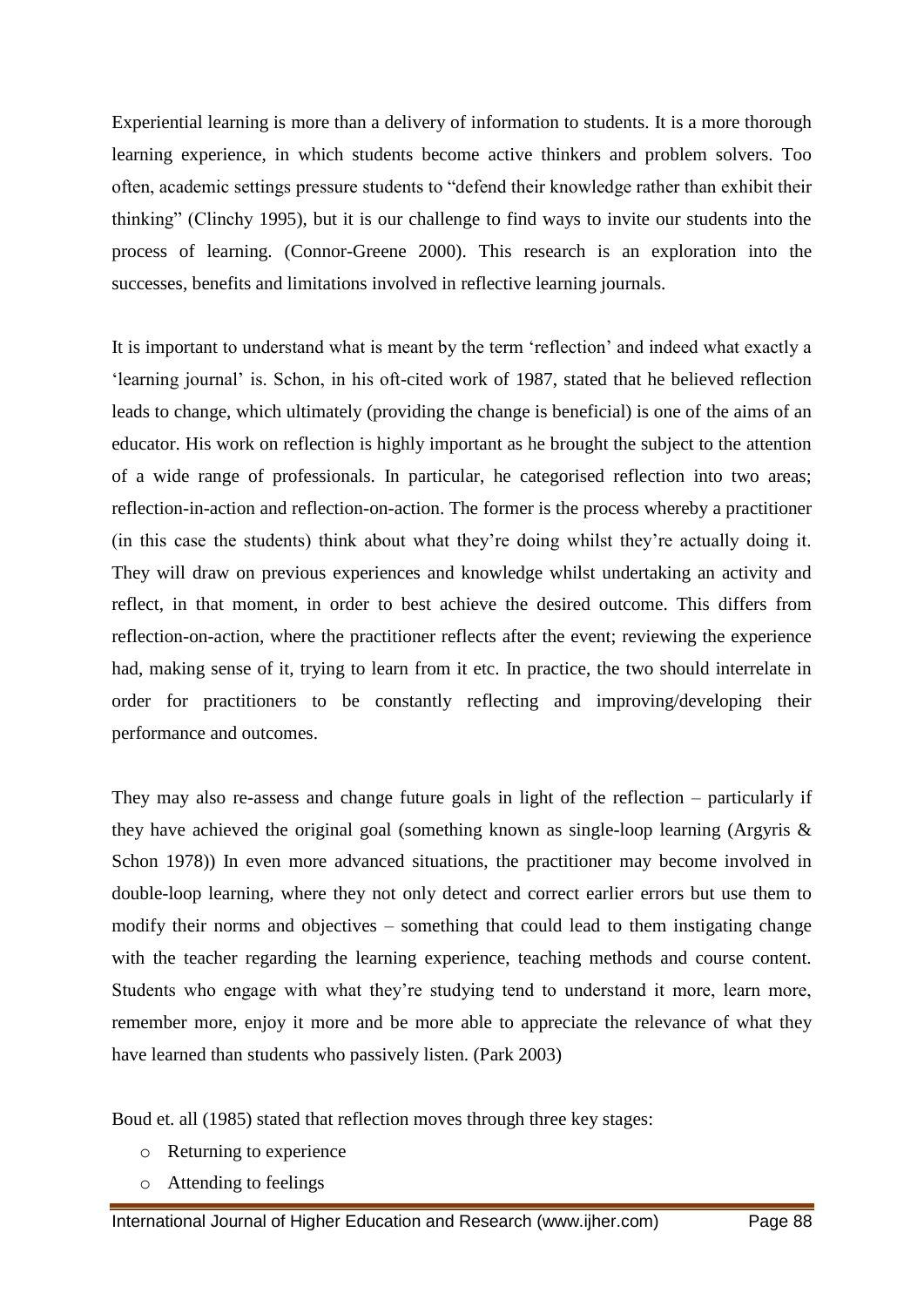Experiential learning is more than a delivery of information to students. It is a more thorough learning experience, in which students become active thinkers and problem solvers. Too often, academic settings pressure students to "defend their knowledge rather than exhibit their thinking" (Clinchy 1995), but it is our challenge to find ways to invite our students into the process of learning. (Connor-Greene 2000). This research is an exploration into the successes, benefits and limitations involved in reflective learning journals.

It is important to understand what is meant by the term 'reflection' and indeed what exactly a 'learning journal' is. Schon, in his oft-cited work of 1987, stated that he believed reflection leads to change, which ultimately (providing the change is beneficial) is one of the aims of an educator. His work on reflection is highly important as he brought the subject to the attention of a wide range of professionals. In particular, he categorised reflection into two areas; reflection-in-action and reflection-on-action. The former is the process whereby a practitioner (in this case the students) think about what they're doing whilst they're actually doing it. They will draw on previous experiences and knowledge whilst undertaking an activity and reflect, in that moment, in order to best achieve the desired outcome. This differs from reflection-on-action, where the practitioner reflects after the event; reviewing the experience had, making sense of it, trying to learn from it etc. In practice, the two should interrelate in order for practitioners to be constantly reflecting and improving/developing their performance and outcomes.

They may also re-assess and change future goals in light of the reflection – particularly if they have achieved the original goal (something known as single-loop learning (Argyris & Schon 1978)) In even more advanced situations, the practitioner may become involved in double-loop learning, where they not only detect and correct earlier errors but use them to modify their norms and objectives – something that could lead to them instigating change with the teacher regarding the learning experience, teaching methods and course content. Students who engage with what they're studying tend to understand it more, learn more, remember more, enjoy it more and be more able to appreciate the relevance of what they have learned than students who passively listen. (Park 2003)

Boud et. all (1985) stated that reflection moves through three key stages:

- Returning to experience
- Attending to feelings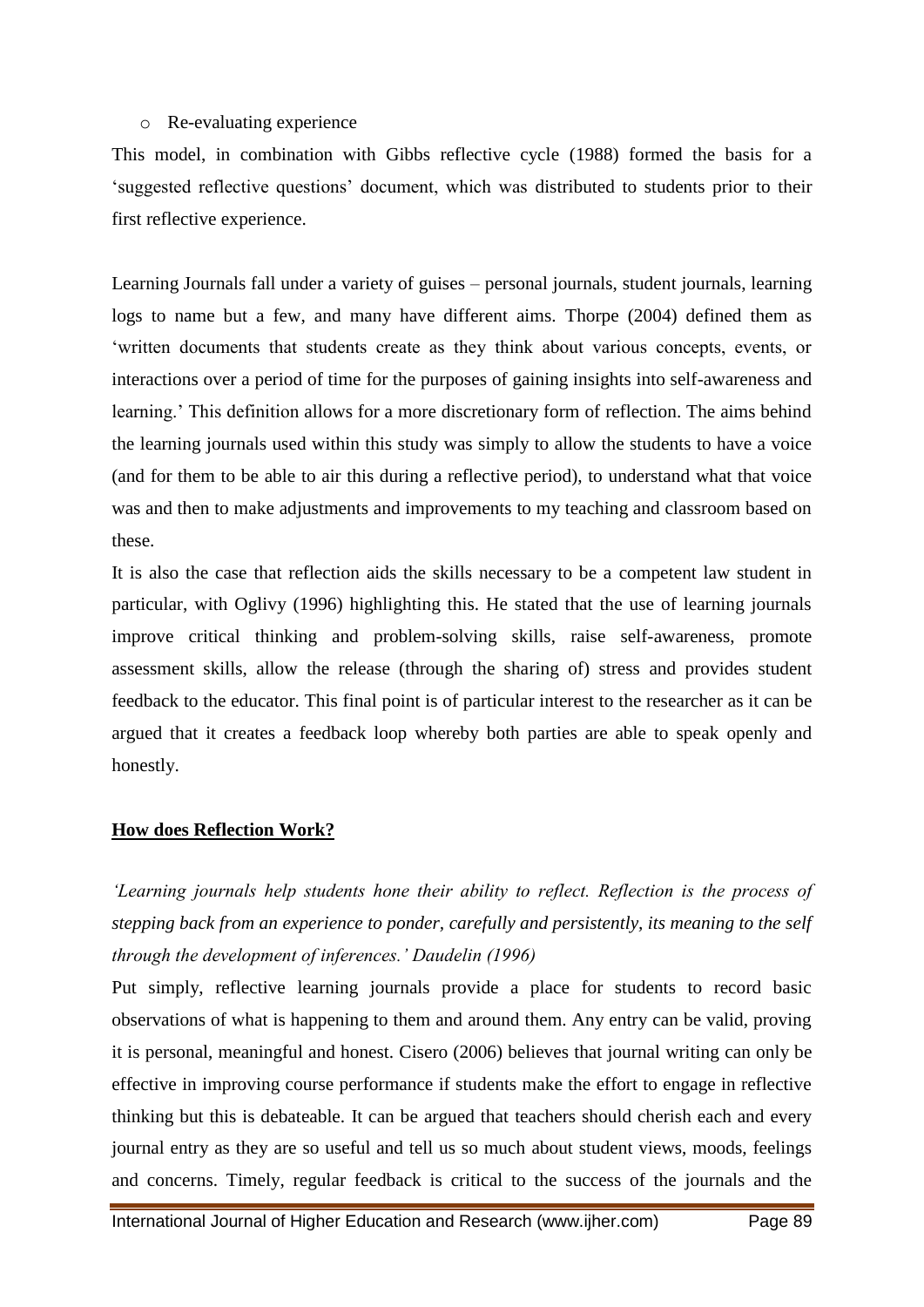- Re-evaluating experience

This model, in combination with Gibbs reflective cycle (1988) formed the basis for a 'suggested reflective questions' document, which was distributed to students prior to their first reflective experience.

Learning Journals fall under a variety of guises – personal journals, student journals, learning logs to name but a few, and many have different aims. Thorpe (2004) defined them as 'written documents that students create as they think about various concepts, events, or interactions over a period of time for the purposes of gaining insights into self-awareness and learning.' This definition allows for a more discretionary form of reflection. The aims behind the learning journals used within this study was simply to allow the students to have a voice (and for them to be able to air this during a reflective period), to understand what that voice was and then to make adjustments and improvements to my teaching and classroom based on these.

It is also the case that reflection aids the skills necessary to be a competent law student in particular, with Oglivy (1996) highlighting this. He stated that the use of learning journals improve critical thinking and problem-solving skills, raise self-awareness, promote assessment skills, allow the release (through the sharing of) stress and provides student feedback to the educator. This final point is of particular interest to the researcher as it can be argued that it creates a feedback loop whereby both parties are able to speak openly and honestly.

## How does Reflection Work?

*'Learning journals help students hone their ability to reflect. Reflection is the process of stepping back from an experience to ponder, carefully and persistently, its meaning to the self through the development of inferences.' Daudelin (1996)*

Put simply, reflective learning journals provide a place for students to record basic observations of what is happening to them and around them. Any entry can be valid, proving it is personal, meaningful and honest. Cisero (2006) believes that journal writing can only be effective in improving course performance if students make the effort to engage in reflective thinking but this is debateable. It can be argued that teachers should cherish each and every journal entry as they are so useful and tell us so much about student views, moods, feelings and concerns. Timely, regular feedback is critical to the success of the journals and the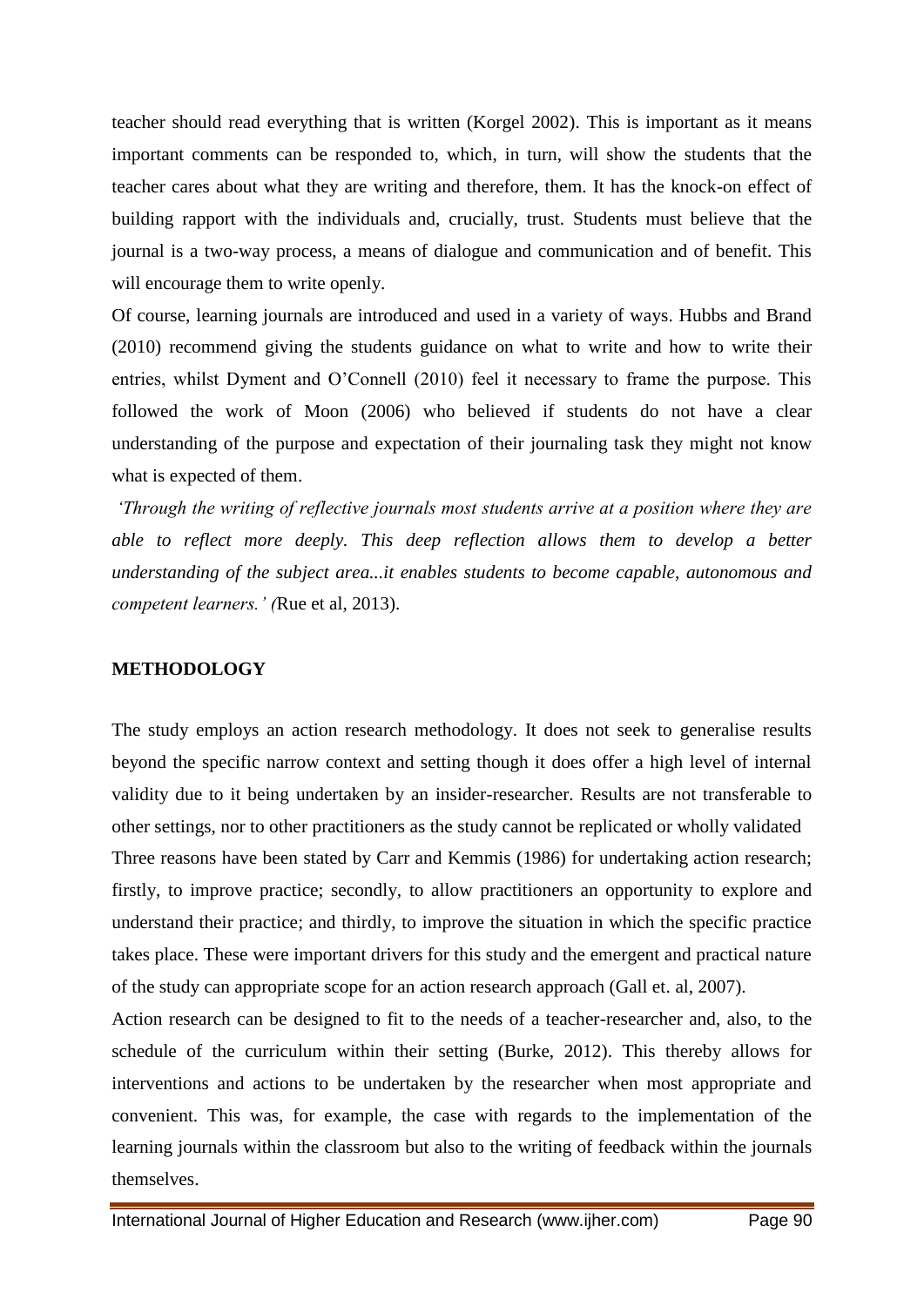teacher should read everything that is written (Korgel 2002). This is important as it means important comments can be responded to, which, in turn, will show the students that the teacher cares about what they are writing and therefore, them. It has the knock-on effect of building rapport with the individuals and, crucially, trust. Students must believe that the journal is a two-way process, a means of dialogue and communication and of benefit. This will encourage them to write openly.

Of course, learning journals are introduced and used in a variety of ways. Hubbs and Brand (2010) recommend giving the students guidance on what to write and how to write their entries, whilst Dyment and O'Connell (2010) feel it necessary to frame the purpose. This followed the work of Moon (2006) who believed if students do not have a clear understanding of the purpose and expectation of their journaling task they might not know what is expected of them.

*'Through the writing of reflective journals most students arrive at a position where they are able to reflect more deeply. This deep reflection allows them to develop a better understanding of the subject area...it enables students to become capable, autonomous and competent learners.' (*Rue et al, 2013).

## METHODOLOGY

The study employs an action research methodology. It does not seek to generalise results beyond the specific narrow context and setting though it does offer a high level of internal validity due to it being undertaken by an insider-researcher. Results are not transferable to other settings, nor to other practitioners as the study cannot be replicated or wholly validated

Three reasons have been stated by Carr and Kemmis (1986) for undertaking action research; firstly, to improve practice; secondly, to allow practitioners an opportunity to explore and understand their practice; and thirdly, to improve the situation in which the specific practice takes place. These were important drivers for this study and the emergent and practical nature of the study can appropriate scope for an action research approach (Gall et. al, 2007).

Action research can be designed to fit to the needs of a teacher-researcher and, also, to the schedule of the curriculum within their setting (Burke, 2012). This thereby allows for interventions and actions to be undertaken by the researcher when most appropriate and convenient. This was, for example, the case with regards to the implementation of the learning journals within the classroom but also to the writing of feedback within the journals themselves.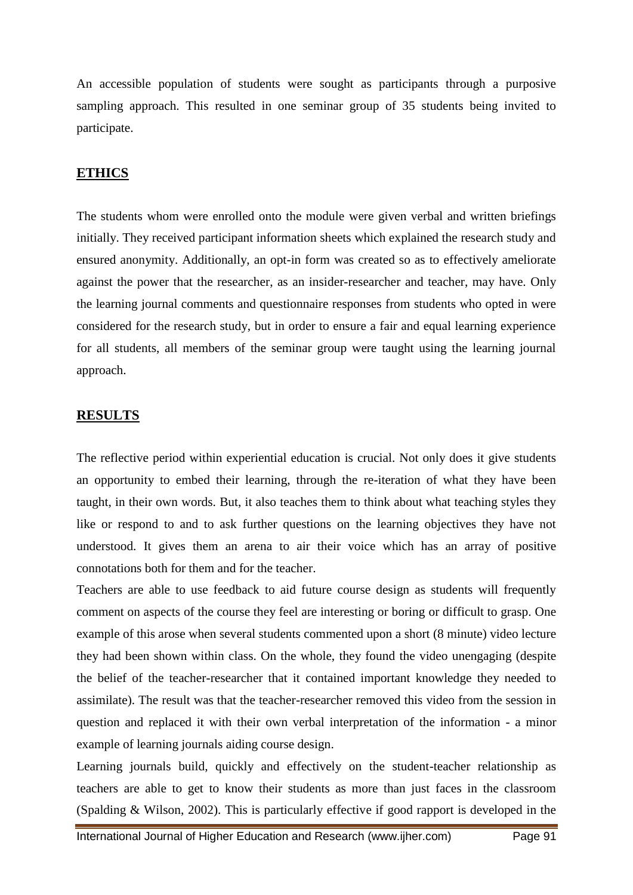An accessible population of students were sought as participants through a purposive sampling approach. This resulted in one seminar group of 35 students being invited to participate.

## ETHICS

The students whom were enrolled onto the module were given verbal and written briefings initially. They received participant information sheets which explained the research study and ensured anonymity. Additionally, an opt-in form was created so as to effectively ameliorate against the power that the researcher, as an insider-researcher and teacher, may have. Only the learning journal comments and questionnaire responses from students who opted in were considered for the research study, but in order to ensure a fair and equal learning experience for all students, all members of the seminar group were taught using the learning journal approach.

## RESULTS

The reflective period within experiential education is crucial. Not only does it give students an opportunity to embed their learning, through the re-iteration of what they have been taught, in their own words. But, it also teaches them to think about what teaching styles they like or respond to and to ask further questions on the learning objectives they have not understood. It gives them an arena to air their voice which has an array of positive connotations both for them and for the teacher.

Teachers are able to use feedback to aid future course design as students will frequently comment on aspects of the course they feel are interesting or boring or difficult to grasp. One example of this arose when several students commented upon a short (8 minute) video lecture they had been shown within class. On the whole, they found the video unengaging (despite the belief of the teacher-researcher that it contained important knowledge they needed to assimilate). The result was that the teacher-researcher removed this video from the session in question and replaced it with their own verbal interpretation of the information - a minor example of learning journals aiding course design.

Learning journals build, quickly and effectively on the student-teacher relationship as teachers are able to get to know their students as more than just faces in the classroom (Spalding & Wilson, 2002). This is particularly effective if good rapport is developed in the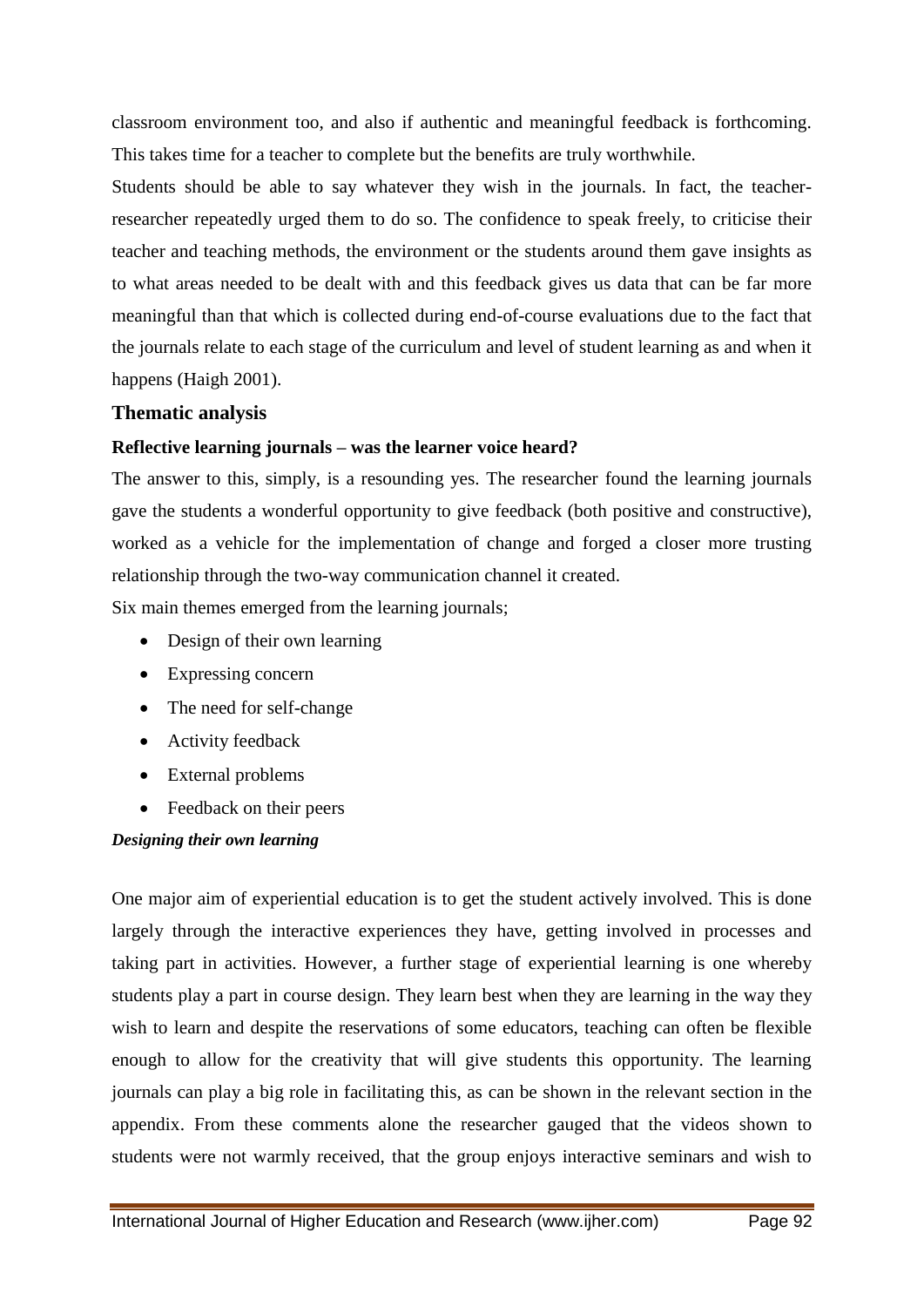classroom environment too, and also if authentic and meaningful feedback is forthcoming. This takes time for a teacher to complete but the benefits are truly worthwhile.

Students should be able to say whatever they wish in the journals. In fact, the teacher-researcher repeatedly urged them to do so. The confidence to speak freely, to criticise their teacher and teaching methods, the environment or the students around them gave insights as to what areas needed to be dealt with and this feedback gives us data that can be far more meaningful than that which is collected during end-of-course evaluations due to the fact that the journals relate to each stage of the curriculum and level of student learning as and when it happens (Haigh 2001).

## Thematic analysis

### Reflective learning journals – was the learner voice heard?

The answer to this, simply, is a resounding yes. The researcher found the learning journals gave the students a wonderful opportunity to give feedback (both positive and constructive), worked as a vehicle for the implementation of change and forged a closer more trusting relationship through the two-way communication channel it created.

Six main themes emerged from the learning journals;

- Design of their own learning
- Expressing concern
- The need for self-change
- Activity feedback
- External problems
- Feedback on their peers

***Designing their own learning***

One major aim of experiential education is to get the student actively involved. This is done largely through the interactive experiences they have, getting involved in processes and taking part in activities. However, a further stage of experiential learning is one whereby students play a part in course design. They learn best when they are learning in the way they wish to learn and despite the reservations of some educators, teaching can often be flexible enough to allow for the creativity that will give students this opportunity. The learning journals can play a big role in facilitating this, as can be shown in the relevant section in the appendix. From these comments alone the researcher gauged that the videos shown to students were not warmly received, that the group enjoys interactive seminars and wish to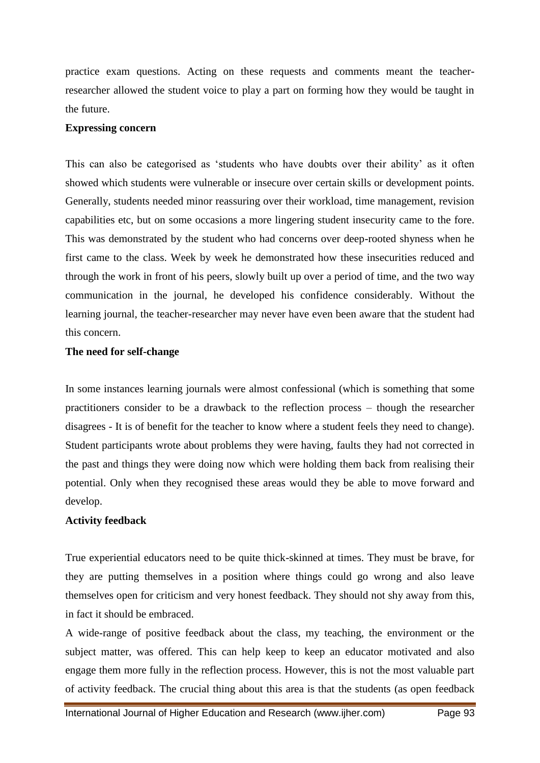practice exam questions. Acting on these requests and comments meant the teacher-researcher allowed the student voice to play a part on forming how they would be taught in the future.

**Expressing concern**

This can also be categorised as 'students who have doubts over their ability' as it often showed which students were vulnerable or insecure over certain skills or development points. Generally, students needed minor reassuring over their workload, time management, revision capabilities etc, but on some occasions a more lingering student insecurity came to the fore. This was demonstrated by the student who had concerns over deep-rooted shyness when he first came to the class. Week by week he demonstrated how these insecurities reduced and through the work in front of his peers, slowly built up over a period of time, and the two way communication in the journal, he developed his confidence considerably. Without the learning journal, the teacher-researcher may never have even been aware that the student had this concern.

**The need for self-change**

In some instances learning journals were almost confessional (which is something that some practitioners consider to be a drawback to the reflection process – though the researcher disagrees - It is of benefit for the teacher to know where a student feels they need to change). Student participants wrote about problems they were having, faults they had not corrected in the past and things they were doing now which were holding them back from realising their potential. Only when they recognised these areas would they be able to move forward and develop.

**Activity feedback**

True experiential educators need to be quite thick-skinned at times. They must be brave, for they are putting themselves in a position where things could go wrong and also leave themselves open for criticism and very honest feedback. They should not shy away from this, in fact it should be embraced.

A wide-range of positive feedback about the class, my teaching, the environment or the subject matter, was offered. This can help keep to keep an educator motivated and also engage them more fully in the reflection process. However, this is not the most valuable part of activity feedback. The crucial thing about this area is that the students (as open feedback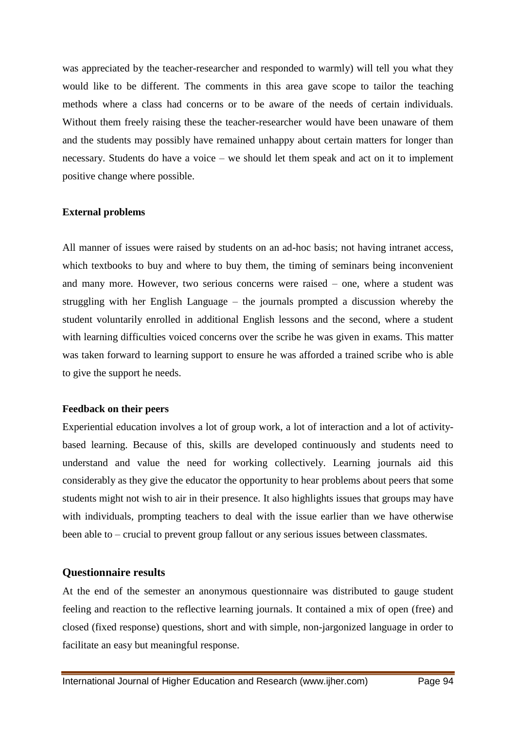was appreciated by the teacher-researcher and responded to warmly) will tell you what they would like to be different. The comments in this area gave scope to tailor the teaching methods where a class had concerns or to be aware of the needs of certain individuals. Without them freely raising these the teacher-researcher would have been unaware of them and the students may possibly have remained unhappy about certain matters for longer than necessary. Students do have a voice – we should let them speak and act on it to implement positive change where possible.

**External problems**

All manner of issues were raised by students on an ad-hoc basis; not having intranet access, which textbooks to buy and where to buy them, the timing of seminars being inconvenient and many more. However, two serious concerns were raised – one, where a student was struggling with her English Language – the journals prompted a discussion whereby the student voluntarily enrolled in additional English lessons and the second, where a student with learning difficulties voiced concerns over the scribe he was given in exams. This matter was taken forward to learning support to ensure he was afforded a trained scribe who is able to give the support he needs.

**Feedback on their peers**

Experiential education involves a lot of group work, a lot of interaction and a lot of activity-based learning. Because of this, skills are developed continuously and students need to understand and value the need for working collectively. Learning journals aid this considerably as they give the educator the opportunity to hear problems about peers that some students might not wish to air in their presence. It also highlights issues that groups may have with individuals, prompting teachers to deal with the issue earlier than we have otherwise been able to – crucial to prevent group fallout or any serious issues between classmates.

## Questionnaire results

At the end of the semester an anonymous questionnaire was distributed to gauge student feeling and reaction to the reflective learning journals. It contained a mix of open (free) and closed (fixed response) questions, short and with simple, non-jargonized language in order to facilitate an easy but meaningful response.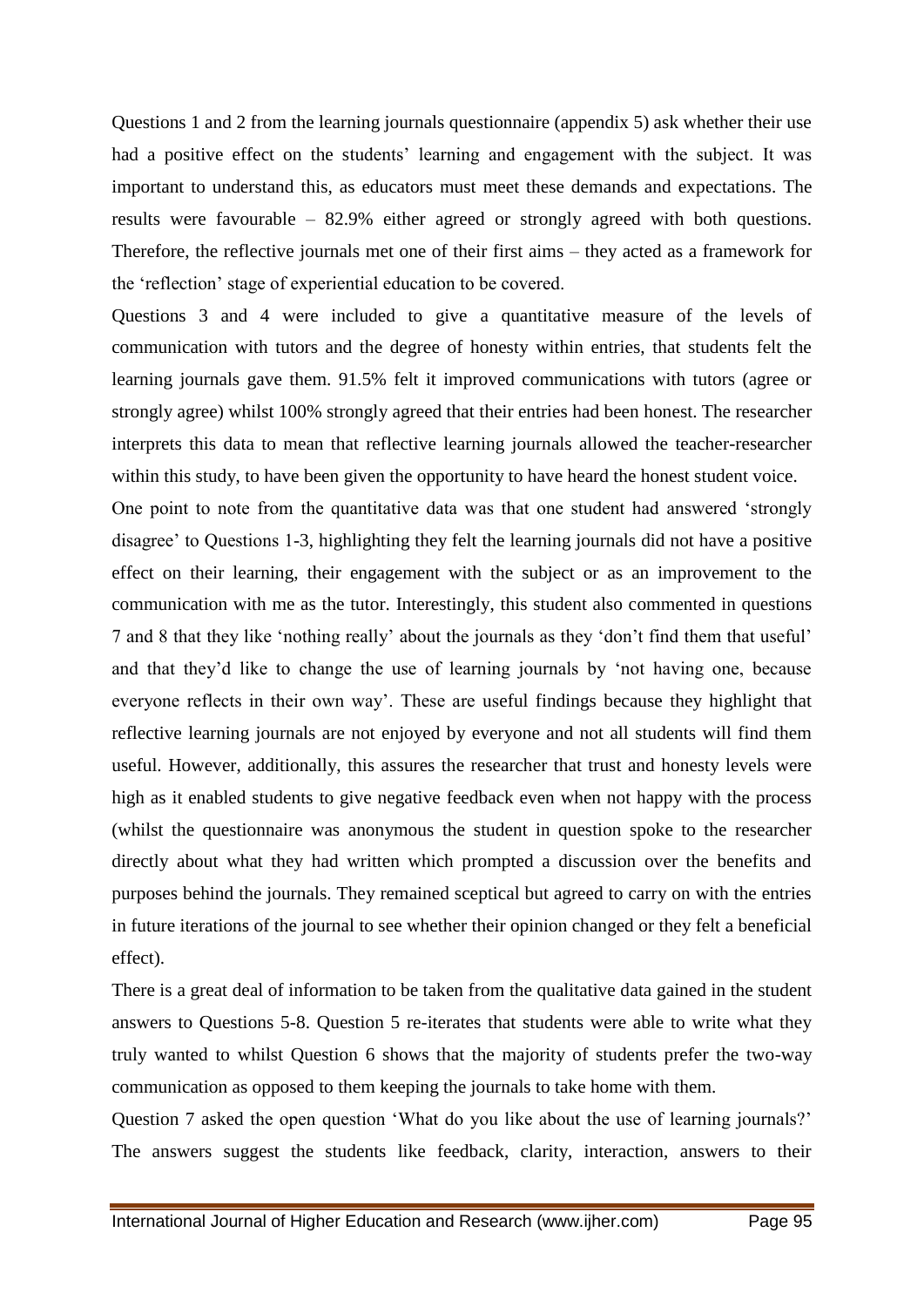Questions 1 and 2 from the learning journals questionnaire (appendix 5) ask whether their use had a positive effect on the students' learning and engagement with the subject. It was important to understand this, as educators must meet these demands and expectations. The results were favourable – 82.9% either agreed or strongly agreed with both questions. Therefore, the reflective journals met one of their first aims – they acted as a framework for the 'reflection' stage of experiential education to be covered.

Questions 3 and 4 were included to give a quantitative measure of the levels of communication with tutors and the degree of honesty within entries, that students felt the learning journals gave them. 91.5% felt it improved communications with tutors (agree or strongly agree) whilst 100% strongly agreed that their entries had been honest. The researcher interprets this data to mean that reflective learning journals allowed the teacher-researcher within this study, to have been given the opportunity to have heard the honest student voice.

One point to note from the quantitative data was that one student had answered 'strongly disagree' to Questions 1-3, highlighting they felt the learning journals did not have a positive effect on their learning, their engagement with the subject or as an improvement to the communication with me as the tutor. Interestingly, this student also commented in questions 7 and 8 that they like 'nothing really' about the journals as they 'don't find them that useful' and that they'd like to change the use of learning journals by 'not having one, because everyone reflects in their own way'. These are useful findings because they highlight that reflective learning journals are not enjoyed by everyone and not all students will find them useful. However, additionally, this assures the researcher that trust and honesty levels were high as it enabled students to give negative feedback even when not happy with the process (whilst the questionnaire was anonymous the student in question spoke to the researcher directly about what they had written which prompted a discussion over the benefits and purposes behind the journals. They remained sceptical but agreed to carry on with the entries in future iterations of the journal to see whether their opinion changed or they felt a beneficial effect).

There is a great deal of information to be taken from the qualitative data gained in the student answers to Questions 5-8. Question 5 re-iterates that students were able to write what they truly wanted to whilst Question 6 shows that the majority of students prefer the two-way communication as opposed to them keeping the journals to take home with them.

Question 7 asked the open question 'What do you like about the use of learning journals?' The answers suggest the students like feedback, clarity, interaction, answers to their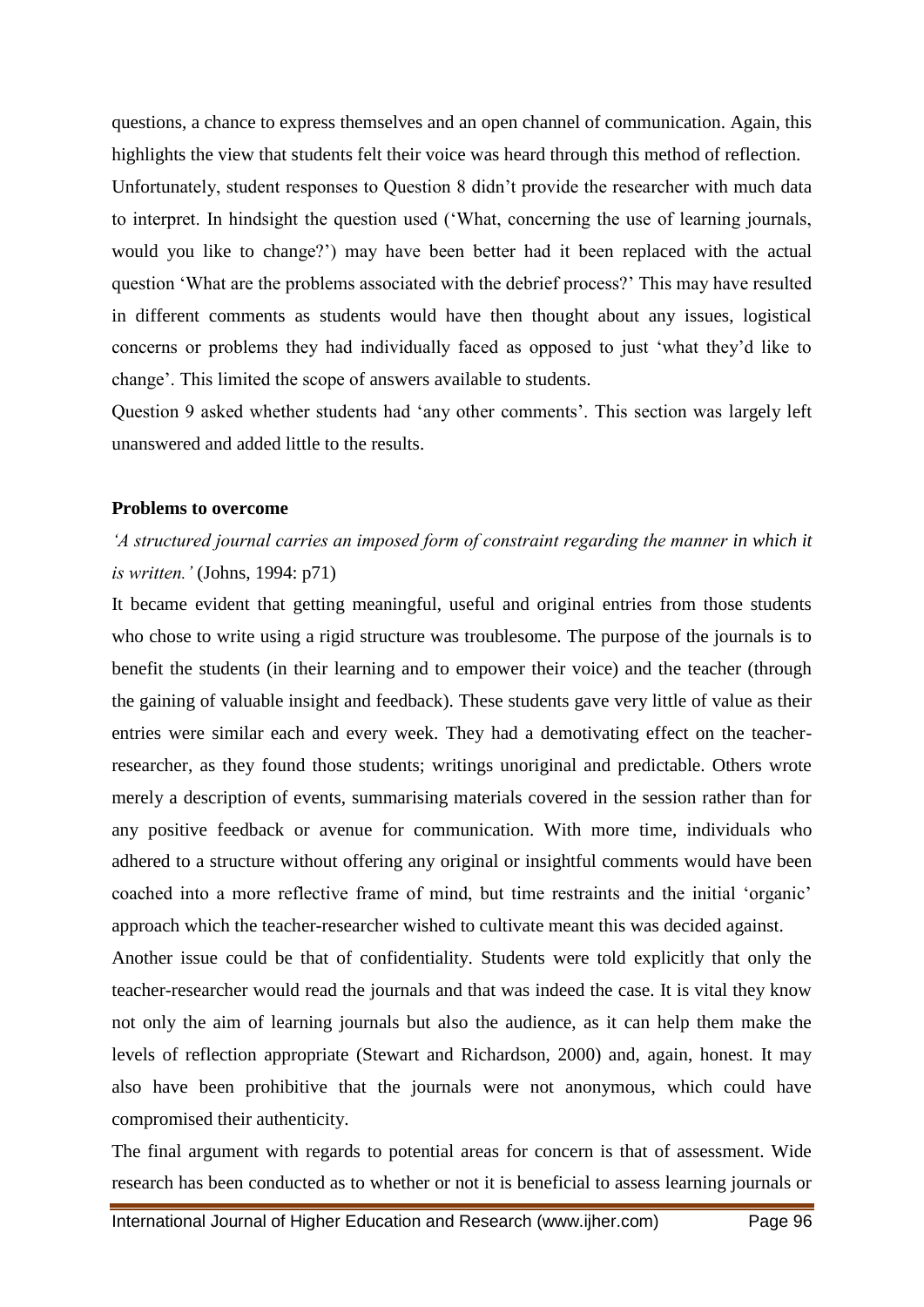questions, a chance to express themselves and an open channel of communication. Again, this highlights the view that students felt their voice was heard through this method of reflection.

Unfortunately, student responses to Question 8 didn't provide the researcher with much data to interpret. In hindsight the question used ('What, concerning the use of learning journals, would you like to change?') may have been better had it been replaced with the actual question 'What are the problems associated with the debrief process?' This may have resulted in different comments as students would have then thought about any issues, logistical concerns or problems they had individually faced as opposed to just 'what they'd like to change'. This limited the scope of answers available to students.

Question 9 asked whether students had 'any other comments'. This section was largely left unanswered and added little to the results.

**Problems to overcome**

*'A structured journal carries an imposed form of constraint regarding the manner in which it is written.'* (Johns, 1994: p71)

It became evident that getting meaningful, useful and original entries from those students who chose to write using a rigid structure was troublesome. The purpose of the journals is to benefit the students (in their learning and to empower their voice) and the teacher (through the gaining of valuable insight and feedback). These students gave very little of value as their entries were similar each and every week. They had a demotivating effect on the teacher-researcher, as they found those students; writings unoriginal and predictable. Others wrote merely a description of events, summarising materials covered in the session rather than for any positive feedback or avenue for communication. With more time, individuals who adhered to a structure without offering any original or insightful comments would have been coached into a more reflective frame of mind, but time restraints and the initial 'organic' approach which the teacher-researcher wished to cultivate meant this was decided against.

Another issue could be that of confidentiality. Students were told explicitly that only the teacher-researcher would read the journals and that was indeed the case. It is vital they know not only the aim of learning journals but also the audience, as it can help them make the levels of reflection appropriate (Stewart and Richardson, 2000) and, again, honest. It may also have been prohibitive that the journals were not anonymous, which could have compromised their authenticity.

The final argument with regards to potential areas for concern is that of assessment. Wide research has been conducted as to whether or not it is beneficial to assess learning journals or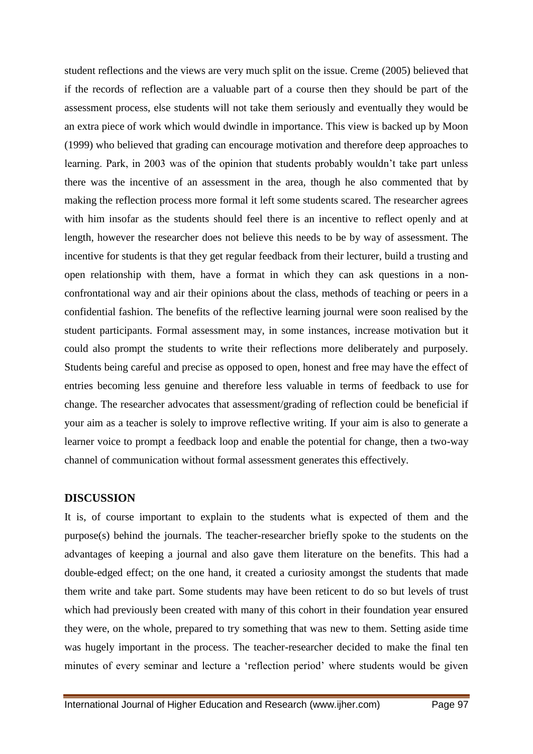student reflections and the views are very much split on the issue. Creme (2005) believed that if the records of reflection are a valuable part of a course then they should be part of the assessment process, else students will not take them seriously and eventually they would be an extra piece of work which would dwindle in importance. This view is backed up by Moon (1999) who believed that grading can encourage motivation and therefore deep approaches to learning. Park, in 2003 was of the opinion that students probably wouldn't take part unless there was the incentive of an assessment in the area, though he also commented that by making the reflection process more formal it left some students scared. The researcher agrees with him insofar as the students should feel there is an incentive to reflect openly and at length, however the researcher does not believe this needs to be by way of assessment. The incentive for students is that they get regular feedback from their lecturer, build a trusting and open relationship with them, have a format in which they can ask questions in a non-confrontational way and air their opinions about the class, methods of teaching or peers in a confidential fashion. The benefits of the reflective learning journal were soon realised by the student participants. Formal assessment may, in some instances, increase motivation but it could also prompt the students to write their reflections more deliberately and purposely. Students being careful and precise as opposed to open, honest and free may have the effect of entries becoming less genuine and therefore less valuable in terms of feedback to use for change. The researcher advocates that assessment/grading of reflection could be beneficial if your aim as a teacher is solely to improve reflective writing. If your aim is also to generate a learner voice to prompt a feedback loop and enable the potential for change, then a two-way channel of communication without formal assessment generates this effectively.

## DISCUSSION

It is, of course important to explain to the students what is expected of them and the purpose(s) behind the journals. The teacher-researcher briefly spoke to the students on the advantages of keeping a journal and also gave them literature on the benefits. This had a double-edged effect; on the one hand, it created a curiosity amongst the students that made them write and take part. Some students may have been reticent to do so but levels of trust which had previously been created with many of this cohort in their foundation year ensured they were, on the whole, prepared to try something that was new to them. Setting aside time was hugely important in the process. The teacher-researcher decided to make the final ten minutes of every seminar and lecture a 'reflection period' where students would be given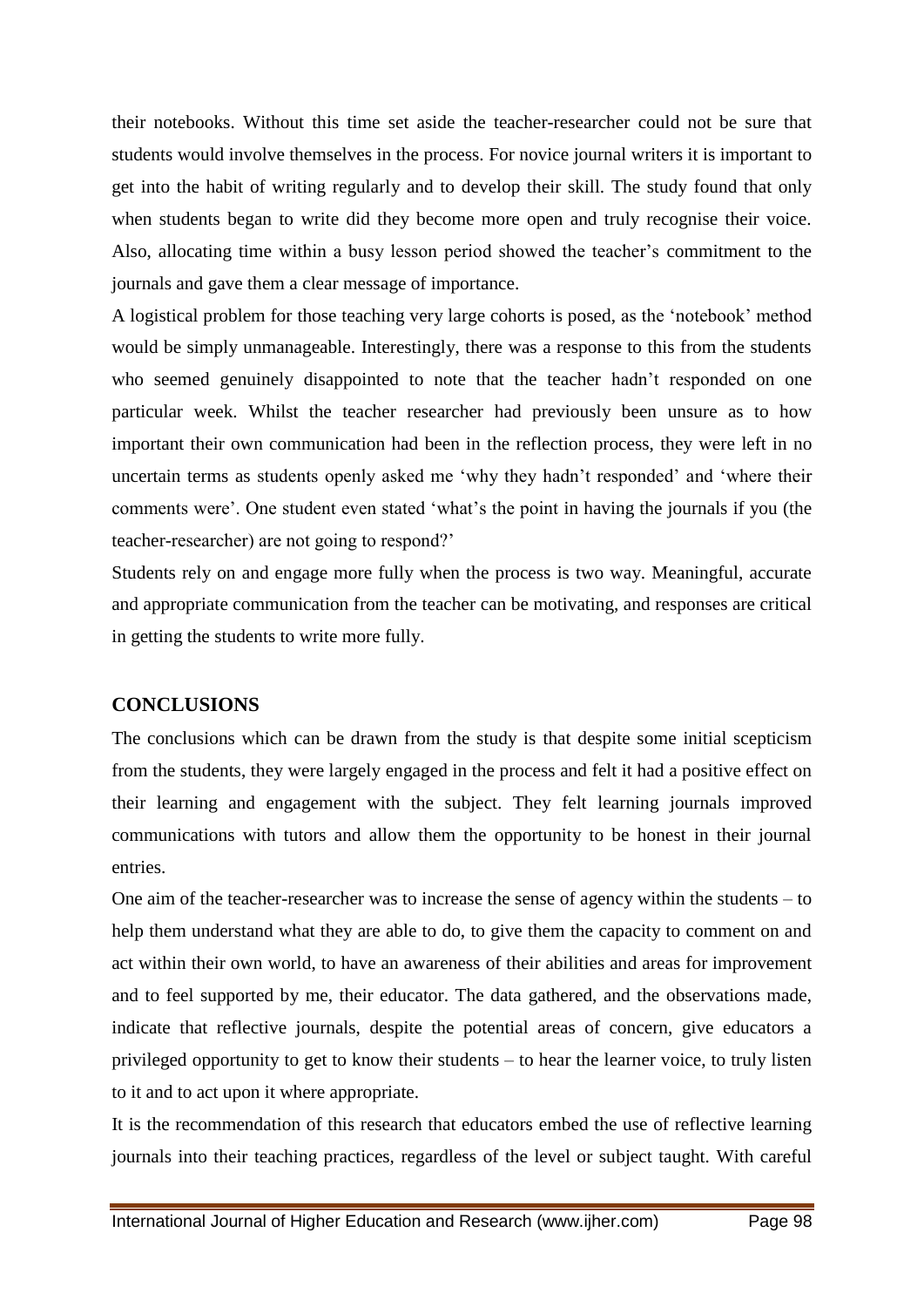their notebooks. Without this time set aside the teacher-researcher could not be sure that students would involve themselves in the process. For novice journal writers it is important to get into the habit of writing regularly and to develop their skill. The study found that only when students began to write did they become more open and truly recognise their voice. Also, allocating time within a busy lesson period showed the teacher's commitment to the journals and gave them a clear message of importance.

A logistical problem for those teaching very large cohorts is posed, as the 'notebook' method would be simply unmanageable. Interestingly, there was a response to this from the students who seemed genuinely disappointed to note that the teacher hadn't responded on one particular week. Whilst the teacher researcher had previously been unsure as to how important their own communication had been in the reflection process, they were left in no uncertain terms as students openly asked me 'why they hadn't responded' and 'where their comments were'. One student even stated 'what's the point in having the journals if you (the teacher-researcher) are not going to respond?'

Students rely on and engage more fully when the process is two way. Meaningful, accurate and appropriate communication from the teacher can be motivating, and responses are critical in getting the students to write more fully.

## CONCLUSIONS

The conclusions which can be drawn from the study is that despite some initial scepticism from the students, they were largely engaged in the process and felt it had a positive effect on their learning and engagement with the subject. They felt learning journals improved communications with tutors and allow them the opportunity to be honest in their journal entries.

One aim of the teacher-researcher was to increase the sense of agency within the students – to help them understand what they are able to do, to give them the capacity to comment on and act within their own world, to have an awareness of their abilities and areas for improvement and to feel supported by me, their educator. The data gathered, and the observations made, indicate that reflective journals, despite the potential areas of concern, give educators a privileged opportunity to get to know their students – to hear the learner voice, to truly listen to it and to act upon it where appropriate.

It is the recommendation of this research that educators embed the use of reflective learning journals into their teaching practices, regardless of the level or subject taught. With careful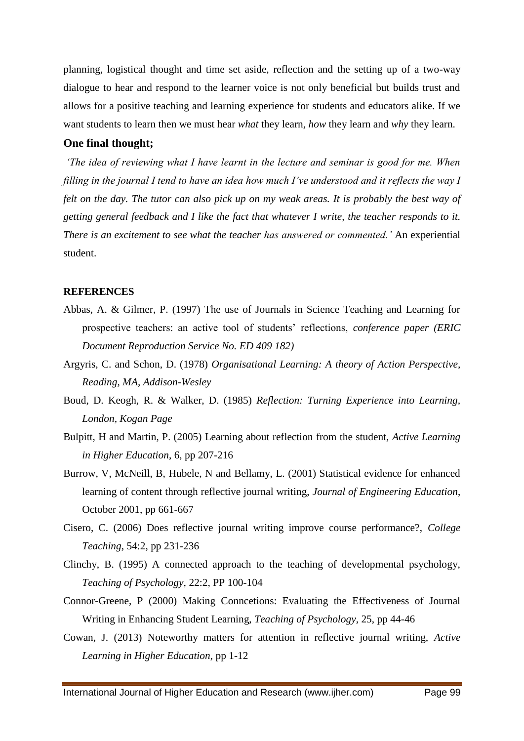planning, logistical thought and time set aside, reflection and the setting up of a two-way dialogue to hear and respond to the learner voice is not only beneficial but builds trust and allows for a positive teaching and learning experience for students and educators alike. If we want students to learn then we must hear *what* they learn, *how* they learn and *why* they learn.

### One final thought;

*'The idea of reviewing what I have learnt in the lecture and seminar is good for me. When filling in the journal I tend to have an idea how much I've understood and it reflects the way I felt on the day. The tutor can also pick up on my weak areas. It is probably the best way of getting general feedback and I like the fact that whatever I write, the teacher responds to it. There is an excitement to see what the teacher has answered or commented.'* An experiential student.

## REFERENCES

Abbas, A. & Gilmer, P. (1997) The use of Journals in Science Teaching and Learning for prospective teachers: an active tool of students' reflections, *conference paper (ERIC Document Reproduction Service No. ED 409 182)*

Argyris, C. and Schon, D. (1978) *Organisational Learning: A theory of Action Perspective, Reading, MA, Addison-Wesley*

Boud, D. Keogh, R. & Walker, D. (1985) *Reflection: Turning Experience into Learning, London, Kogan Page*

Bulpitt, H and Martin, P. (2005) Learning about reflection from the student, *Active Learning in Higher Education*, 6, pp 207-216

Burrow, V, McNeill, B, Hubele, N and Bellamy, L. (2001) Statistical evidence for enhanced learning of content through reflective journal writing, *Journal of Engineering Education*, October 2001, pp 661-667

Cisero, C. (2006) Does reflective journal writing improve course performance?, *College Teaching*, 54:2, pp 231-236

Clinchy, B. (1995) A connected approach to the teaching of developmental psychology, *Teaching of Psychology*, 22:2, PP 100-104

Connor-Greene, P (2000) Making Conncetions: Evaluating the Effectiveness of Journal Writing in Enhancing Student Learning, *Teaching of Psychology*, 25, pp 44-46

Cowan, J. (2013) Noteworthy matters for attention in reflective journal writing, *Active Learning in Higher Education*, pp 1-12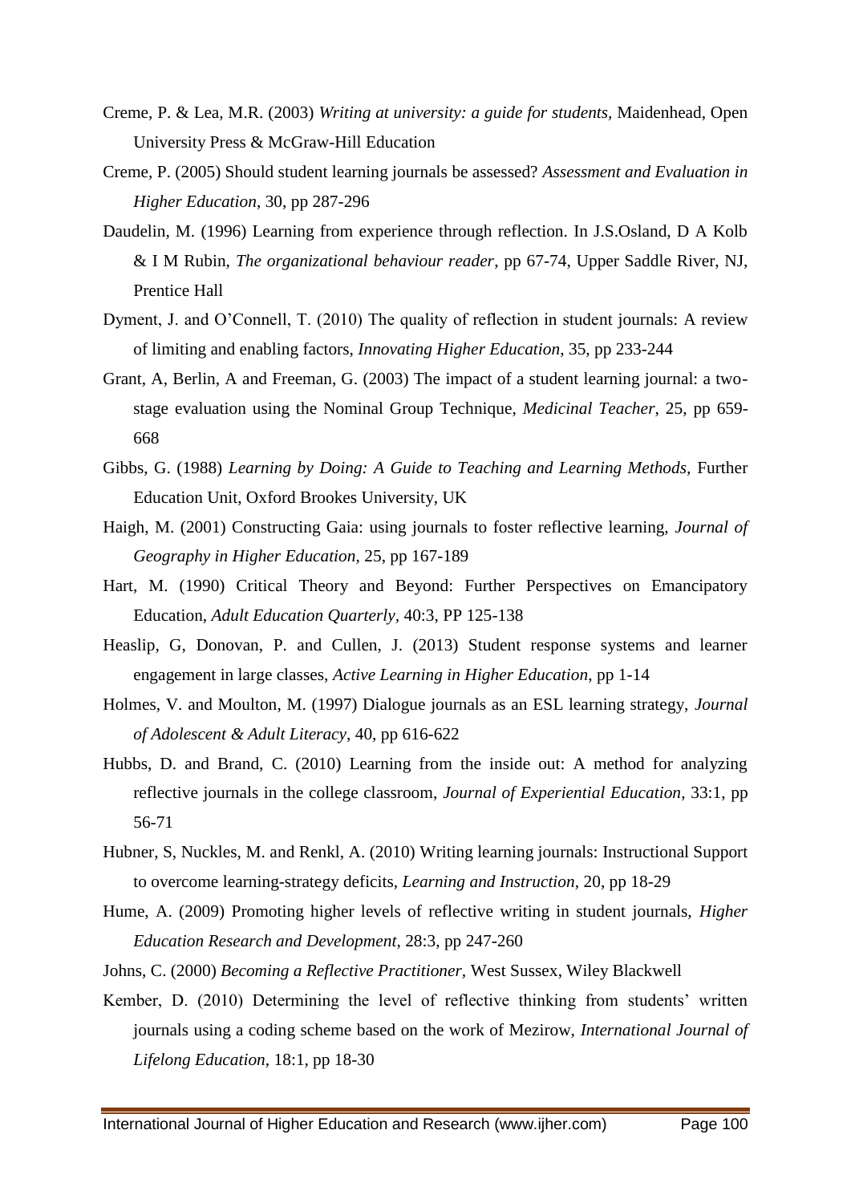Creme, P. & Lea, M.R. (2003) *Writing at university: a guide for students,* Maidenhead, Open University Press & McGraw-Hill Education

Creme, P. (2005) Should student learning journals be assessed? *Assessment and Evaluation in Higher Education*, 30, pp 287-296

Daudelin, M. (1996) Learning from experience through reflection. In J.S.Osland, D A Kolb & I M Rubin, *The organizational behaviour reader*, pp 67-74, Upper Saddle River, NJ, Prentice Hall

Dyment, J. and O'Connell, T. (2010) The quality of reflection in student journals: A review of limiting and enabling factors, *Innovating Higher Education*, 35, pp 233-244

Grant, A, Berlin, A and Freeman, G. (2003) The impact of a student learning journal: a two-stage evaluation using the Nominal Group Technique, *Medicinal Teacher*, 25, pp 659-668

Gibbs, G. (1988) *Learning by Doing: A Guide to Teaching and Learning Methods,* Further Education Unit, Oxford Brookes University, UK

Haigh, M. (2001) Constructing Gaia: using journals to foster reflective learning, *Journal of Geography in Higher Education*, 25, pp 167-189

Hart, M. (1990) Critical Theory and Beyond: Further Perspectives on Emancipatory Education, *Adult Education Quarterly*, 40:3, PP 125-138

Heaslip, G, Donovan, P. and Cullen, J. (2013) Student response systems and learner engagement in large classes, *Active Learning in Higher Education*, pp 1-14

Holmes, V. and Moulton, M. (1997) Dialogue journals as an ESL learning strategy, *Journal of Adolescent & Adult Literacy*, 40, pp 616-622

Hubbs, D. and Brand, C. (2010) Learning from the inside out: A method for analyzing reflective journals in the college classroom, *Journal of Experiential Education*, 33:1, pp 56-71

Hubner, S, Nuckles, M. and Renkl, A. (2010) Writing learning journals: Instructional Support to overcome learning-strategy deficits, *Learning and Instruction*, 20, pp 18-29

Hume, A. (2009) Promoting higher levels of reflective writing in student journals, *Higher Education Research and Development*, 28:3, pp 247-260

Johns, C. (2000) *Becoming a Reflective Practitioner*, West Sussex, Wiley Blackwell

Kember, D. (2010) Determining the level of reflective thinking from students' written journals using a coding scheme based on the work of Mezirow, *International Journal of Lifelong Education*, 18:1, pp 18-30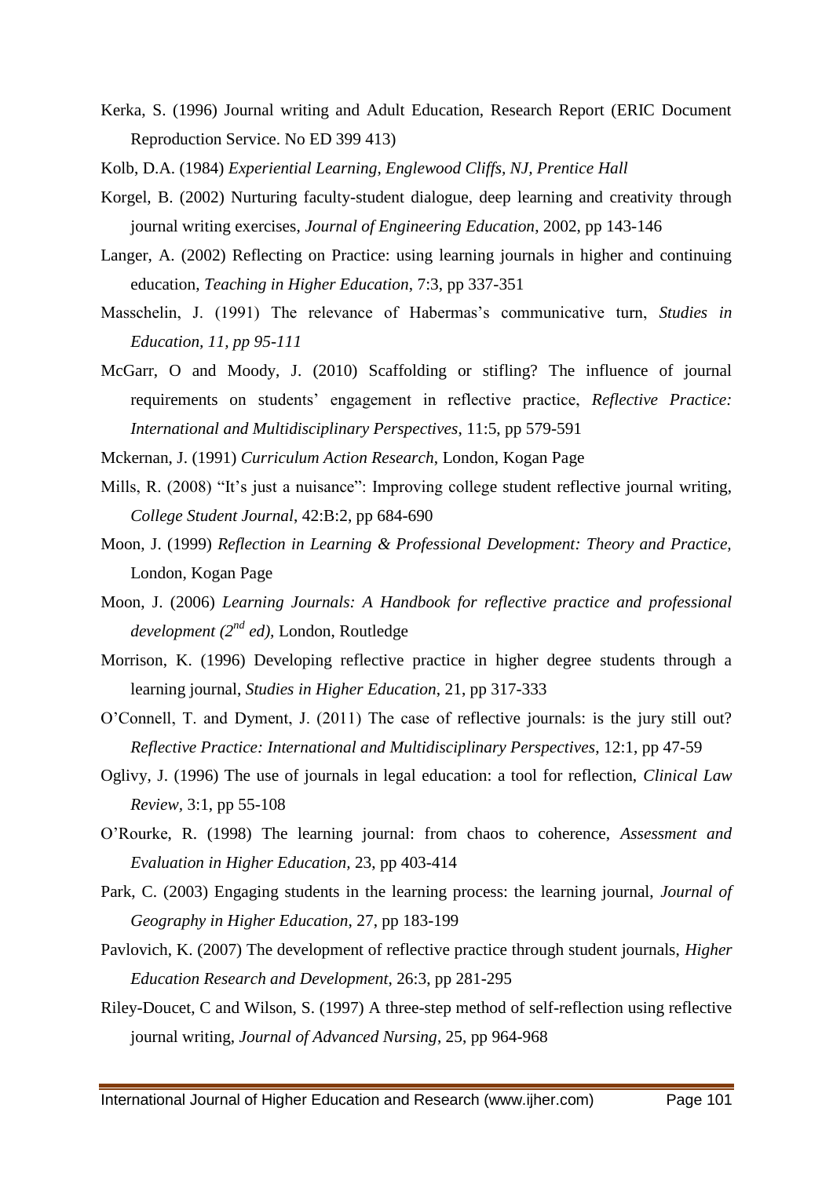Kerka, S. (1996) Journal writing and Adult Education, Research Report (ERIC Document Reproduction Service. No ED 399 413)

Kolb, D.A. (1984) *Experiential Learning, Englewood Cliffs, NJ, Prentice Hall*

Korgel, B. (2002) Nurturing faculty-student dialogue, deep learning and creativity through journal writing exercises, *Journal of Engineering Education*, 2002, pp 143-146

Langer, A. (2002) Reflecting on Practice: using learning journals in higher and continuing education, *Teaching in Higher Education*, 7:3, pp 337-351

Masschelin, J. (1991) The relevance of Habermas's communicative turn, *Studies in Education, 11, pp 95-111*

McGarr, O and Moody, J. (2010) Scaffolding or stifling? The influence of journal requirements on students' engagement in reflective practice, *Reflective Practice: International and Multidisciplinary Perspectives*, 11:5, pp 579-591

Mckernan, J. (1991) *Curriculum Action Research*, London, Kogan Page

Mills, R. (2008) "It's just a nuisance": Improving college student reflective journal writing, *College Student Journal*, 42:B:2, pp 684-690

Moon, J. (1999) *Reflection in Learning & Professional Development: Theory and Practice*, London, Kogan Page

Moon, J. (2006) *Learning Journals: A Handbook for reflective practice and professional development (2nd ed)*, London, Routledge

Morrison, K. (1996) Developing reflective practice in higher degree students through a learning journal, *Studies in Higher Education*, 21, pp 317-333

O'Connell, T. and Dyment, J. (2011) The case of reflective journals: is the jury still out? *Reflective Practice: International and Multidisciplinary Perspectives*, 12:1, pp 47-59

Oglivy, J. (1996) The use of journals in legal education: a tool for reflection, *Clinical Law Review*, 3:1, pp 55-108

O'Rourke, R. (1998) The learning journal: from chaos to coherence, *Assessment and Evaluation in Higher Education*, 23, pp 403-414

Park, C. (2003) Engaging students in the learning process: the learning journal, *Journal of Geography in Higher Education*, 27, pp 183-199

Pavlovich, K. (2007) The development of reflective practice through student journals, *Higher Education Research and Development*, 26:3, pp 281-295

Riley-Doucet, C and Wilson, S. (1997) A three-step method of self-reflection using reflective journal writing, *Journal of Advanced Nursing*, 25, pp 964-968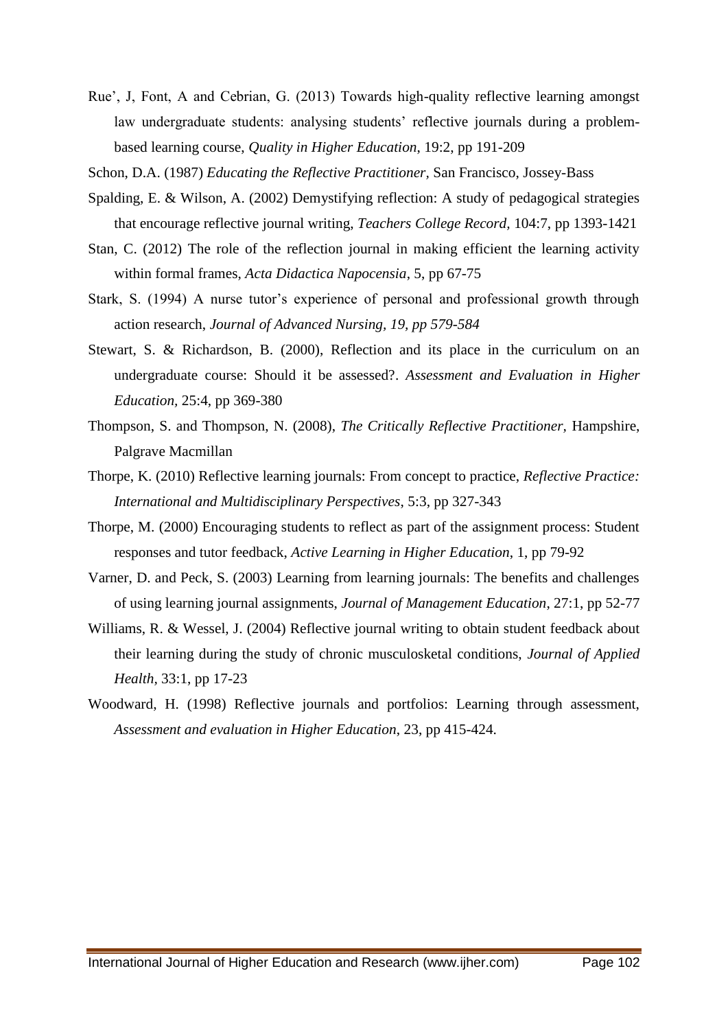Rue', J, Font, A and Cebrian, G. (2013) Towards high-quality reflective learning amongst law undergraduate students: analysing students' reflective journals during a problem-based learning course, *Quality in Higher Education*, 19:2, pp 191-209

Schon, D.A. (1987) *Educating the Reflective Practitioner,* San Francisco, Jossey-Bass

Spalding, E. & Wilson, A. (2002) Demystifying reflection: A study of pedagogical strategies that encourage reflective journal writing, *Teachers College Record*, 104:7, pp 1393-1421

Stan, C. (2012) The role of the reflection journal in making efficient the learning activity within formal frames, *Acta Didactica Napocensia*, 5, pp 67-75

Stark, S. (1994) A nurse tutor's experience of personal and professional growth through action research, *Journal of Advanced Nursing, 19, pp 579-584*

Stewart, S. & Richardson, B. (2000), Reflection and its place in the curriculum on an undergraduate course: Should it be assessed?. *Assessment and Evaluation in Higher Education,* 25:4, pp 369-380

Thompson, S. and Thompson, N. (2008), *The Critically Reflective Practitioner,* Hampshire, Palgrave Macmillan

Thorpe, K. (2010) Reflective learning journals: From concept to practice, *Reflective Practice: International and Multidisciplinary Perspectives*, 5:3, pp 327-343

Thorpe, M. (2000) Encouraging students to reflect as part of the assignment process: Student responses and tutor feedback, *Active Learning in Higher Education*, 1, pp 79-92

Varner, D. and Peck, S. (2003) Learning from learning journals: The benefits and challenges of using learning journal assignments, *Journal of Management Education*, 27:1, pp 52-77

Williams, R. & Wessel, J. (2004) Reflective journal writing to obtain student feedback about their learning during the study of chronic musculosketal conditions, *Journal of Applied Health*, 33:1, pp 17-23

Woodward, H. (1998) Reflective journals and portfolios: Learning through assessment, *Assessment and evaluation in Higher Education*, 23, pp 415-424.